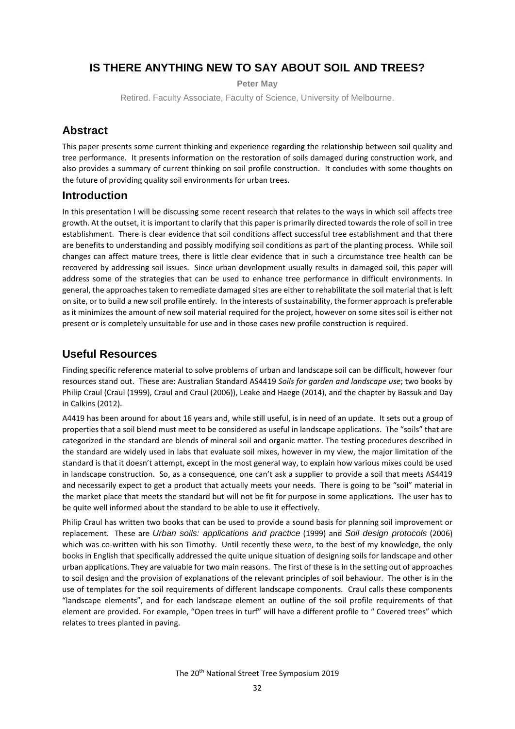# IS THERE ANYTHING NEW TO SAY ABOUT SOIL AND TREES?

**Peter May**

Retired. Faculty Associate, Faculty of Science, University of Melbourne.

## Abstract

This paper presents some current thinking and experience regarding the relationship between soil quality and tree performance. It presents information on the restoration of soils damaged during construction work, and also provides a summary of current thinking on soil profile construction. It concludes with some thoughts on the future of providing quality soil environments for urban trees.

## Introduction

In this presentation I will be discussing some recent research that relates to the ways in which soil affects tree growth. At the outset, it is important to clarify that this paper is primarily directed towards the role of soil in tree establishment. There is clear evidence that soil conditions affect successful tree establishment and that there are benefits to understanding and possibly modifying soil conditions as part of the planting process. While soil changes can affect mature trees, there is little clear evidence that in such a circumstance tree health can be recovered by addressing soil issues. Since urban development usually results in damaged soil, this paper will address some of the strategies that can be used to enhance tree performance in difficult environments. In general, the approaches taken to remediate damaged sites are either to rehabilitate the soil material that is left on site, or to build a new soil profile entirely. In the interests of sustainability, the former approach is preferable as it minimizes the amount of new soil material required for the project, however on some sites soil is either not present or is completely unsuitable for use and in those cases new profile construction is required.

## Useful Resources

Finding specific reference material to solve problems of urban and landscape soil can be difficult, however four resources stand out. These are: Australian Standard AS4419 *Soils for garden and landscape use*; two books by Philip Craul (Craul (1999), Craul and Craul (2006)), Leake and Haege (2014), and the chapter by Bassuk and Day in Calkins (2012).

A4419 has been around for about 16 years and, while still useful, is in need of an update. It sets out a group of properties that a soil blend must meet to be considered as useful in landscape applications. The "soils" that are categorized in the standard are blends of mineral soil and organic matter. The testing procedures described in the standard are widely used in labs that evaluate soil mixes, however in my view, the major limitation of the standard is that it doesn't attempt, except in the most general way, to explain how various mixes could be used in landscape construction. So, as a consequence, one can't ask a supplier to provide a soil that meets AS4419 and necessarily expect to get a product that actually meets your needs. There is going to be "soil" material in the market place that meets the standard but will not be fit for purpose in some applications. The user has to be quite well informed about the standard to be able to use it effectively.

Philip Craul has written two books that can be used to provide a sound basis for planning soil improvement or replacement. These are *Urban soils: applications and practice* (1999) and *Soil design protocols* (2006) which was co-written with his son Timothy. Until recently these were, to the best of my knowledge, the only books in English that specifically addressed the quite unique situation of designing soils for landscape and other urban applications. They are valuable for two main reasons. The first of these is in the setting out of approaches to soil design and the provision of explanations of the relevant principles of soil behaviour. The other is in the use of templates for the soil requirements of different landscape components. Craul calls these components "landscape elements", and for each landscape element an outline of the soil profile requirements of that element are provided. For example, "Open trees in turf" will have a different profile to " Covered trees" which relates to trees planted in paving.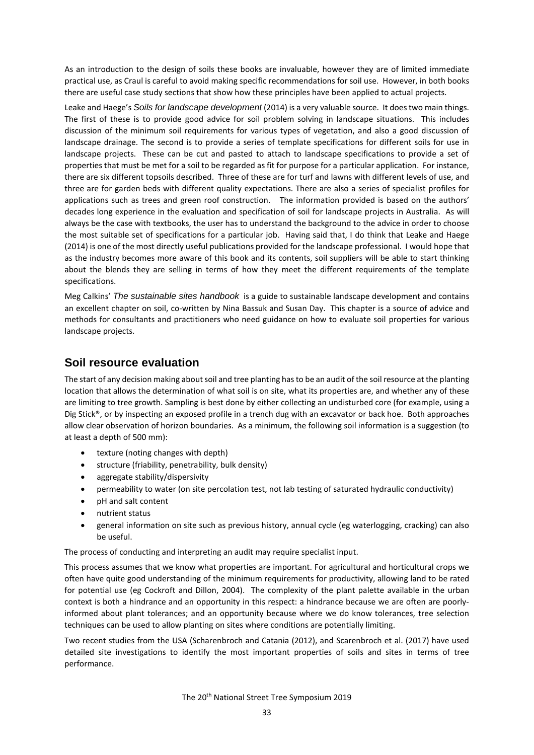As an introduction to the design of soils these books are invaluable, however they are of limited immediate practical use, as Craul is careful to avoid making specific recommendations for soil use. However, in both books there are useful case study sections that show how these principles have been applied to actual projects.

Leake and Haege's *Soils for landscape development* (2014) is a very valuable source. It does two main things. The first of these is to provide good advice for soil problem solving in landscape situations. This includes discussion of the minimum soil requirements for various types of vegetation, and also a good discussion of landscape drainage. The second is to provide a series of template specifications for different soils for use in landscape projects. These can be cut and pasted to attach to landscape specifications to provide a set of properties that must be met for a soil to be regarded as fit for purpose for a particular application. For instance, there are six different topsoils described. Three of these are for turf and lawns with different levels of use, and three are for garden beds with different quality expectations. There are also a series of specialist profiles for applications such as trees and green roof construction. The information provided is based on the authors' decades long experience in the evaluation and specification of soil for landscape projects in Australia. As will always be the case with textbooks, the user has to understand the background to the advice in order to choose the most suitable set of specifications for a particular job. Having said that, I do think that Leake and Haege (2014) is one of the most directly useful publications provided for the landscape professional. I would hope that as the industry becomes more aware of this book and its contents, soil suppliers will be able to start thinking about the blends they are selling in terms of how they meet the different requirements of the template specifications.

Meg Calkins' *The sustainable sites handbook* is a guide to sustainable landscape development and contains an excellent chapter on soil, co-written by Nina Bassuk and Susan Day. This chapter is a source of advice and methods for consultants and practitioners who need guidance on how to evaluate soil properties for various landscape projects.

## Soil resource evaluation

The start of any decision making about soil and tree planting has to be an audit of the soil resource at the planting location that allows the determination of what soil is on site, what its properties are, and whether any of these are limiting to tree growth. Sampling is best done by either collecting an undisturbed core (for example, using a Dig Stick®, or by inspecting an exposed profile in a trench dug with an excavator or back hoe. Both approaches allow clear observation of horizon boundaries. As a minimum, the following soil information is a suggestion (to at least a depth of 500 mm):

- texture (noting changes with depth)
- structure (friability, penetrability, bulk density)
- aggregate stability/dispersivity
- permeability to water (on site percolation test, not lab testing of saturated hydraulic conductivity)
- pH and salt content
- nutrient status
- general information on site such as previous history, annual cycle (eg waterlogging, cracking) can also be useful.

The process of conducting and interpreting an audit may require specialist input.

This process assumes that we know what properties are important. For agricultural and horticultural crops we often have quite good understanding of the minimum requirements for productivity, allowing land to be rated for potential use (eg Cockroft and Dillon, 2004). The complexity of the plant palette available in the urban context is both a hindrance and an opportunity in this respect: a hindrance because we are often are poorly-informed about plant tolerances; and an opportunity because where we do know tolerances, tree selection techniques can be used to allow planting on sites where conditions are potentially limiting.

Two recent studies from the USA (Scharenbroch and Catania (2012), and Scarenbroch et al. (2017) have used detailed site investigations to identify the most important properties of soils and sites in terms of tree performance.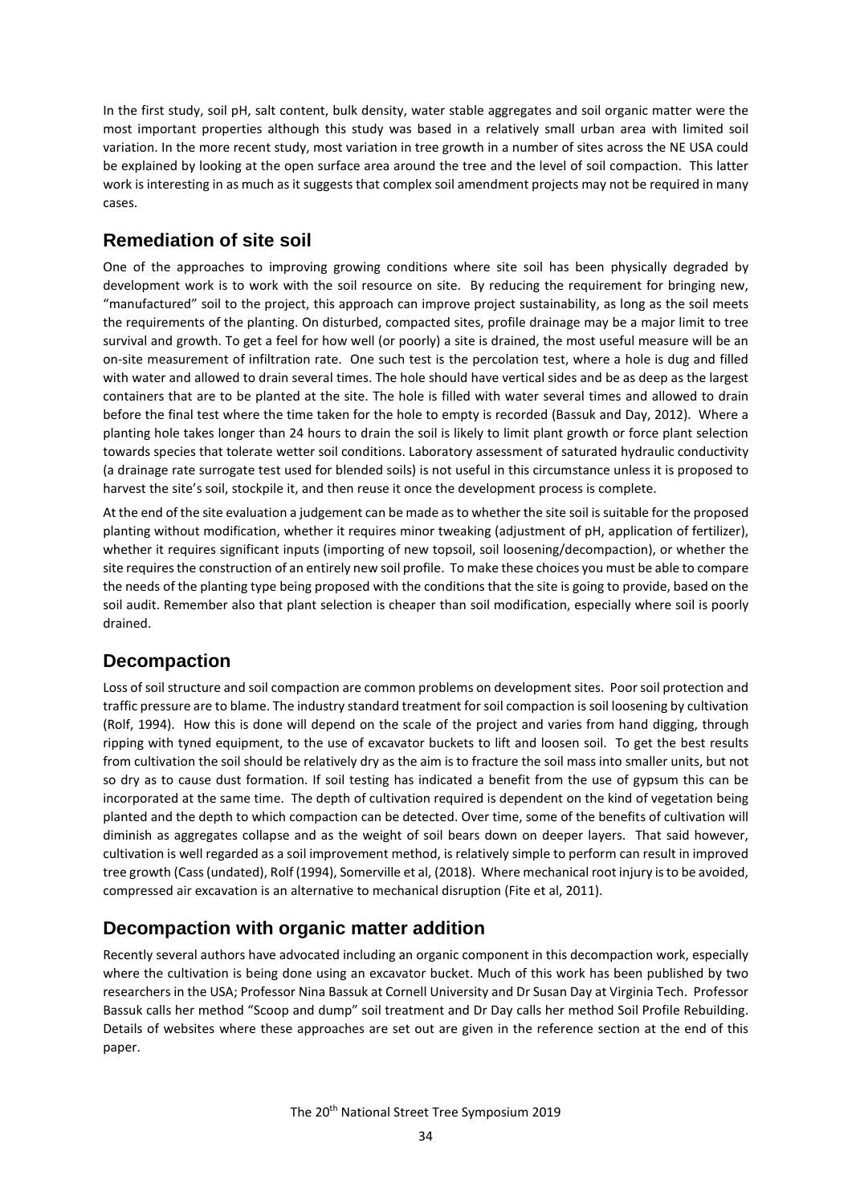In the first study, soil pH, salt content, bulk density, water stable aggregates and soil organic matter were the most important properties although this study was based in a relatively small urban area with limited soil variation. In the more recent study, most variation in tree growth in a number of sites across the NE USA could be explained by looking at the open surface area around the tree and the level of soil compaction. This latter work is interesting in as much as it suggests that complex soil amendment projects may not be required in many cases.

## Remediation of site soil

One of the approaches to improving growing conditions where site soil has been physically degraded by development work is to work with the soil resource on site. By reducing the requirement for bringing new, "manufactured" soil to the project, this approach can improve project sustainability, as long as the soil meets the requirements of the planting. On disturbed, compacted sites, profile drainage may be a major limit to tree survival and growth. To get a feel for how well (or poorly) a site is drained, the most useful measure will be an on-site measurement of infiltration rate. One such test is the percolation test, where a hole is dug and filled with water and allowed to drain several times. The hole should have vertical sides and be as deep as the largest containers that are to be planted at the site. The hole is filled with water several times and allowed to drain before the final test where the time taken for the hole to empty is recorded (Bassuk and Day, 2012). Where a planting hole takes longer than 24 hours to drain the soil is likely to limit plant growth or force plant selection towards species that tolerate wetter soil conditions. Laboratory assessment of saturated hydraulic conductivity (a drainage rate surrogate test used for blended soils) is not useful in this circumstance unless it is proposed to harvest the site's soil, stockpile it, and then reuse it once the development process is complete.

At the end of the site evaluation a judgement can be made as to whether the site soil is suitable for the proposed planting without modification, whether it requires minor tweaking (adjustment of pH, application of fertilizer), whether it requires significant inputs (importing of new topsoil, soil loosening/decompaction), or whether the site requires the construction of an entirely new soil profile. To make these choices you must be able to compare the needs of the planting type being proposed with the conditions that the site is going to provide, based on the soil audit. Remember also that plant selection is cheaper than soil modification, especially where soil is poorly drained.

## Decompaction

Loss of soil structure and soil compaction are common problems on development sites. Poor soil protection and traffic pressure are to blame. The industry standard treatment for soil compaction is soil loosening by cultivation (Rolf, 1994). How this is done will depend on the scale of the project and varies from hand digging, through ripping with tyned equipment, to the use of excavator buckets to lift and loosen soil. To get the best results from cultivation the soil should be relatively dry as the aim is to fracture the soil mass into smaller units, but not so dry as to cause dust formation. If soil testing has indicated a benefit from the use of gypsum this can be incorporated at the same time. The depth of cultivation required is dependent on the kind of vegetation being planted and the depth to which compaction can be detected. Over time, some of the benefits of cultivation will diminish as aggregates collapse and as the weight of soil bears down on deeper layers. That said however, cultivation is well regarded as a soil improvement method, is relatively simple to perform can result in improved tree growth (Cass (undated), Rolf (1994), Somerville et al, (2018). Where mechanical root injury is to be avoided, compressed air excavation is an alternative to mechanical disruption (Fite et al, 2011).

## Decompaction with organic matter addition

Recently several authors have advocated including an organic component in this decompaction work, especially where the cultivation is being done using an excavator bucket. Much of this work has been published by two researchers in the USA; Professor Nina Bassuk at Cornell University and Dr Susan Day at Virginia Tech. Professor Bassuk calls her method "Scoop and dump" soil treatment and Dr Day calls her method Soil Profile Rebuilding. Details of websites where these approaches are set out are given in the reference section at the end of this paper.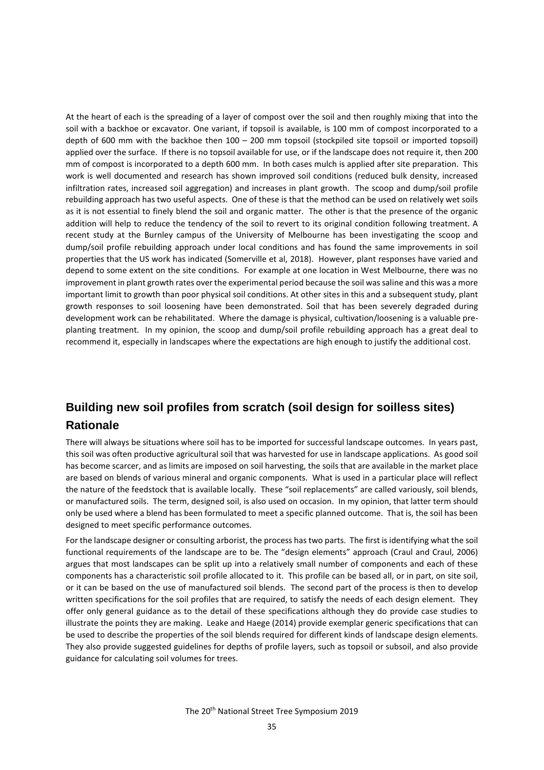At the heart of each is the spreading of a layer of compost over the soil and then roughly mixing that into the soil with a backhoe or excavator. One variant, if topsoil is available, is 100 mm of compost incorporated to a depth of 600 mm with the backhoe then 100 – 200 mm topsoil (stockpiled site topsoil or imported topsoil) applied over the surface. If there is no topsoil available for use, or if the landscape does not require it, then 200 mm of compost is incorporated to a depth 600 mm. In both cases mulch is applied after site preparation. This work is well documented and research has shown improved soil conditions (reduced bulk density, increased infiltration rates, increased soil aggregation) and increases in plant growth. The scoop and dump/soil profile rebuilding approach has two useful aspects. One of these is that the method can be used on relatively wet soils as it is not essential to finely blend the soil and organic matter. The other is that the presence of the organic addition will help to reduce the tendency of the soil to revert to its original condition following treatment. A recent study at the Burnley campus of the University of Melbourne has been investigating the scoop and dump/soil profile rebuilding approach under local conditions and has found the same improvements in soil properties that the US work has indicated (Somerville et al, 2018). However, plant responses have varied and depend to some extent on the site conditions. For example at one location in West Melbourne, there was no improvement in plant growth rates over the experimental period because the soil was saline and this was a more important limit to growth than poor physical soil conditions. At other sites in this and a subsequent study, plant growth responses to soil loosening have been demonstrated. Soil that has been severely degraded during development work can be rehabilitated. Where the damage is physical, cultivation/loosening is a valuable pre-planting treatment. In my opinion, the scoop and dump/soil profile rebuilding approach has a great deal to recommend it, especially in landscapes where the expectations are high enough to justify the additional cost.

## Building new soil profiles from scratch (soil design for soilless sites)

### Rationale

There will always be situations where soil has to be imported for successful landscape outcomes. In years past, this soil was often productive agricultural soil that was harvested for use in landscape applications. As good soil has become scarcer, and as limits are imposed on soil harvesting, the soils that are available in the market place are based on blends of various mineral and organic components. What is used in a particular place will reflect the nature of the feedstock that is available locally. These "soil replacements" are called variously, soil blends, or manufactured soils. The term, designed soil, is also used on occasion. In my opinion, that latter term should only be used where a blend has been formulated to meet a specific planned outcome. That is, the soil has been designed to meet specific performance outcomes.

For the landscape designer or consulting arborist, the process has two parts. The first is identifying what the soil functional requirements of the landscape are to be. The "design elements" approach (Craul and Craul, 2006) argues that most landscapes can be split up into a relatively small number of components and each of these components has a characteristic soil profile allocated to it. This profile can be based all, or in part, on site soil, or it can be based on the use of manufactured soil blends. The second part of the process is then to develop written specifications for the soil profiles that are required, to satisfy the needs of each design element. They offer only general guidance as to the detail of these specifications although they do provide case studies to illustrate the points they are making. Leake and Haege (2014) provide exemplar generic specifications that can be used to describe the properties of the soil blends required for different kinds of landscape design elements. They also provide suggested guidelines for depths of profile layers, such as topsoil or subsoil, and also provide guidance for calculating soil volumes for trees.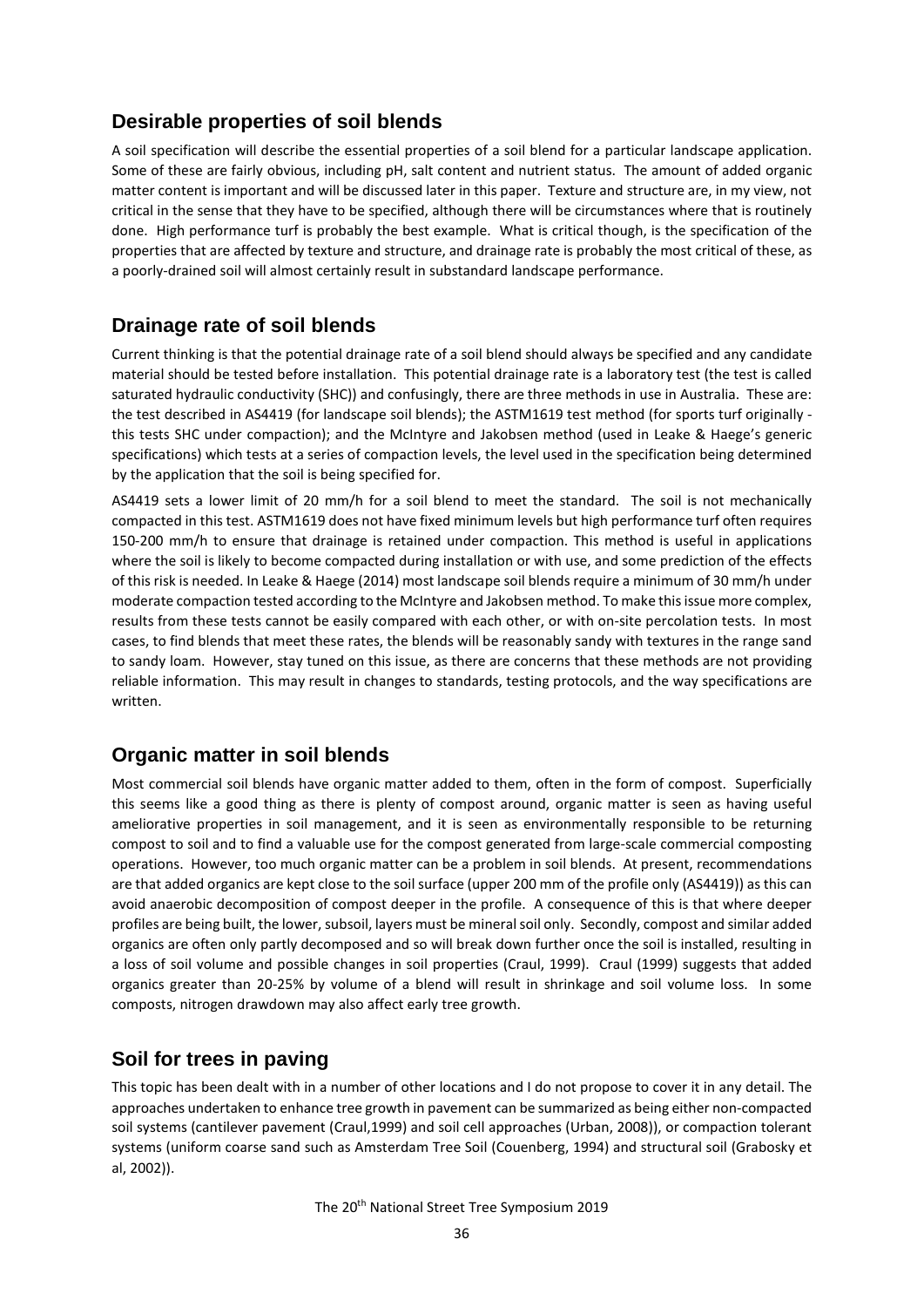## Desirable properties of soil blends

A soil specification will describe the essential properties of a soil blend for a particular landscape application. Some of these are fairly obvious, including pH, salt content and nutrient status. The amount of added organic matter content is important and will be discussed later in this paper. Texture and structure are, in my view, not critical in the sense that they have to be specified, although there will be circumstances where that is routinely done. High performance turf is probably the best example. What is critical though, is the specification of the properties that are affected by texture and structure, and drainage rate is probably the most critical of these, as a poorly-drained soil will almost certainly result in substandard landscape performance.

## Drainage rate of soil blends

Current thinking is that the potential drainage rate of a soil blend should always be specified and any candidate material should be tested before installation. This potential drainage rate is a laboratory test (the test is called saturated hydraulic conductivity (SHC)) and confusingly, there are three methods in use in Australia. These are: the test described in AS4419 (for landscape soil blends); the ASTM1619 test method (for sports turf originally - this tests SHC under compaction); and the McIntyre and Jakobsen method (used in Leake & Haege's generic specifications) which tests at a series of compaction levels, the level used in the specification being determined by the application that the soil is being specified for.

AS4419 sets a lower limit of 20 mm/h for a soil blend to meet the standard. The soil is not mechanically compacted in this test. ASTM1619 does not have fixed minimum levels but high performance turf often requires 150-200 mm/h to ensure that drainage is retained under compaction. This method is useful in applications where the soil is likely to become compacted during installation or with use, and some prediction of the effects of this risk is needed. In Leake & Haege (2014) most landscape soil blends require a minimum of 30 mm/h under moderate compaction tested according to the McIntyre and Jakobsen method. To make this issue more complex, results from these tests cannot be easily compared with each other, or with on-site percolation tests. In most cases, to find blends that meet these rates, the blends will be reasonably sandy with textures in the range sand to sandy loam. However, stay tuned on this issue, as there are concerns that these methods are not providing reliable information. This may result in changes to standards, testing protocols, and the way specifications are written.

## Organic matter in soil blends

Most commercial soil blends have organic matter added to them, often in the form of compost. Superficially this seems like a good thing as there is plenty of compost around, organic matter is seen as having useful ameliorative properties in soil management, and it is seen as environmentally responsible to be returning compost to soil and to find a valuable use for the compost generated from large-scale commercial composting operations. However, too much organic matter can be a problem in soil blends. At present, recommendations are that added organics are kept close to the soil surface (upper 200 mm of the profile only (AS4419)) as this can avoid anaerobic decomposition of compost deeper in the profile. A consequence of this is that where deeper profiles are being built, the lower, subsoil, layers must be mineral soil only. Secondly, compost and similar added organics are often only partly decomposed and so will break down further once the soil is installed, resulting in a loss of soil volume and possible changes in soil properties (Craul, 1999). Craul (1999) suggests that added organics greater than 20-25% by volume of a blend will result in shrinkage and soil volume loss. In some composts, nitrogen drawdown may also affect early tree growth.

## Soil for trees in paving

This topic has been dealt with in a number of other locations and I do not propose to cover it in any detail. The approaches undertaken to enhance tree growth in pavement can be summarized as being either non-compacted soil systems (cantilever pavement (Craul,1999) and soil cell approaches (Urban, 2008)), or compaction tolerant systems (uniform coarse sand such as Amsterdam Tree Soil (Couenberg, 1994) and structural soil (Grabosky et al, 2002)).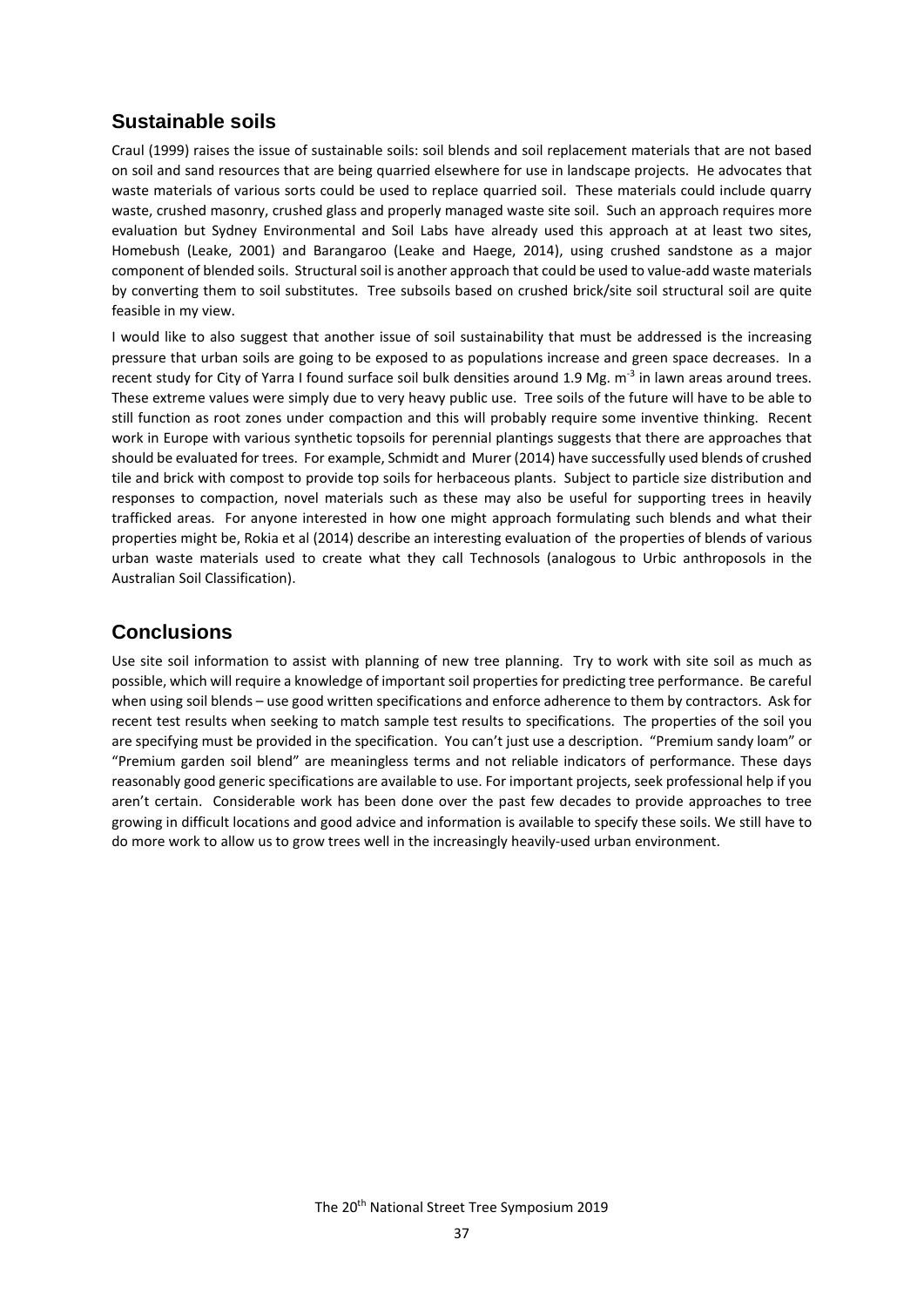## Sustainable soils

Craul (1999) raises the issue of sustainable soils: soil blends and soil replacement materials that are not based on soil and sand resources that are being quarried elsewhere for use in landscape projects. He advocates that waste materials of various sorts could be used to replace quarried soil. These materials could include quarry waste, crushed masonry, crushed glass and properly managed waste site soil. Such an approach requires more evaluation but Sydney Environmental and Soil Labs have already used this approach at at least two sites, Homebush (Leake, 2001) and Barangaroo (Leake and Haege, 2014), using crushed sandstone as a major component of blended soils. Structural soil is another approach that could be used to value-add waste materials by converting them to soil substitutes. Tree subsoils based on crushed brick/site soil structural soil are quite feasible in my view.

I would like to also suggest that another issue of soil sustainability that must be addressed is the increasing pressure that urban soils are going to be exposed to as populations increase and green space decreases. In a recent study for City of Yarra I found surface soil bulk densities around 1.9 Mg. $m^{-3}$ in lawn areas around trees. These extreme values were simply due to very heavy public use. Tree soils of the future will have to be able to still function as root zones under compaction and this will probably require some inventive thinking. Recent work in Europe with various synthetic topsoils for perennial plantings suggests that there are approaches that should be evaluated for trees. For example, Schmidt and Murer (2014) have successfully used blends of crushed tile and brick with compost to provide top soils for herbaceous plants. Subject to particle size distribution and responses to compaction, novel materials such as these may also be useful for supporting trees in heavily trafficked areas. For anyone interested in how one might approach formulating such blends and what their properties might be, Rokia et al (2014) describe an interesting evaluation of the properties of blends of various urban waste materials used to create what they call Technosols (analogous to Urbic anthroposols in the Australian Soil Classification).

## Conclusions

Use site soil information to assist with planning of new tree planning. Try to work with site soil as much as possible, which will require a knowledge of important soil properties for predicting tree performance. Be careful when using soil blends – use good written specifications and enforce adherence to them by contractors. Ask for recent test results when seeking to match sample test results to specifications. The properties of the soil you are specifying must be provided in the specification. You can't just use a description. "Premium sandy loam" or "Premium garden soil blend" are meaningless terms and not reliable indicators of performance. These days reasonably good generic specifications are available to use. For important projects, seek professional help if you aren't certain. Considerable work has been done over the past few decades to provide approaches to tree growing in difficult locations and good advice and information is available to specify these soils. We still have to do more work to allow us to grow trees well in the increasingly heavily-used urban environment.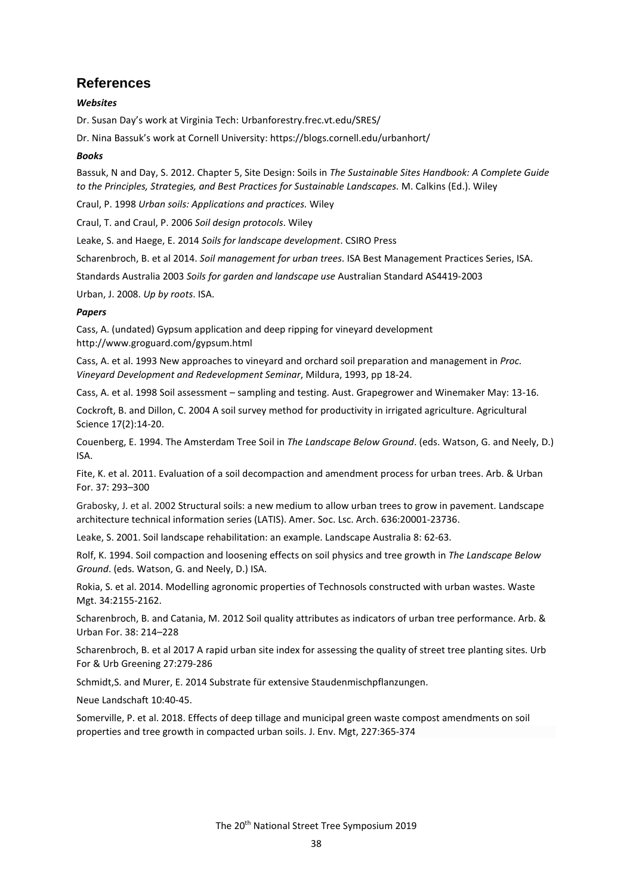## References

***Websites***

Dr. Susan Day's work at Virginia Tech: Urbanforestry.frec.vt.edu/SRES/

Dr. Nina Bassuk's work at Cornell University: https://blogs.cornell.edu/urbanhort/

***Books***

Bassuk, N and Day, S. 2012. Chapter 5, Site Design: Soils in *The Sustainable Sites Handbook: A Complete Guide to the Principles, Strategies, and Best Practices for Sustainable Landscapes.* M. Calkins (Ed.). Wiley

Craul, P. 1998 *Urban soils: Applications and practices.* Wiley

Craul, T. and Craul, P. 2006 *Soil design protocols*. Wiley

Leake, S. and Haege, E. 2014 *Soils for landscape development*. CSIRO Press

Scharenbroch, B. et al 2014. *Soil management for urban trees*. ISA Best Management Practices Series, ISA.

Standards Australia 2003 *Soils for garden and landscape use* Australian Standard AS4419-2003

Urban, J. 2008. *Up by roots*. ISA.

***Papers***

Cass, A. (undated) Gypsum application and deep ripping for vineyard development http://www.groguard.com/gypsum.html

Cass, A. et al. 1993 New approaches to vineyard and orchard soil preparation and management in *Proc. Vineyard Development and Redevelopment Seminar*, Mildura, 1993, pp 18-24.

Cass, A. et al. 1998 Soil assessment – sampling and testing. Aust. Grapegrower and Winemaker May: 13-16.

Cockroft, B. and Dillon, C. 2004 A soil survey method for productivity in irrigated agriculture. Agricultural Science 17(2):14-20.

Couenberg, E. 1994. The Amsterdam Tree Soil in *The Landscape Below Ground*. (eds. Watson, G. and Neely, D.) ISA.

Fite, K. et al. 2011. Evaluation of a soil decompaction and amendment process for urban trees. Arb. & Urban For. 37: 293–300

Grabosky, J. et al. 2002 Structural soils: a new medium to allow urban trees to grow in pavement. Landscape architecture technical information series (LATIS). Amer. Soc. Lsc. Arch. 636:20001-23736.

Leake, S. 2001. Soil landscape rehabilitation: an example. Landscape Australia 8: 62-63.

Rolf, K. 1994. Soil compaction and loosening effects on soil physics and tree growth in *The Landscape Below Ground*. (eds. Watson, G. and Neely, D.) ISA.

Rokia, S. et al. 2014. Modelling agronomic properties of Technosols constructed with urban wastes. Waste Mgt. 34:2155-2162.

Scharenbroch, B. and Catania, M. 2012 Soil quality attributes as indicators of urban tree performance. Arb. & Urban For. 38: 214–228

Scharenbroch, B. et al 2017 A rapid urban site index for assessing the quality of street tree planting sites. Urb For & Urb Greening 27:279-286

Schmidt,S. and Murer, E. 2014 Substrate für extensive Staudenmischpflanzungen.

Neue Landschaft 10:40-45.

Somerville, P. et al. 2018. Effects of deep tillage and municipal green waste compost amendments on soil properties and tree growth in compacted urban soils. J. Env. Mgt, 227:365-374